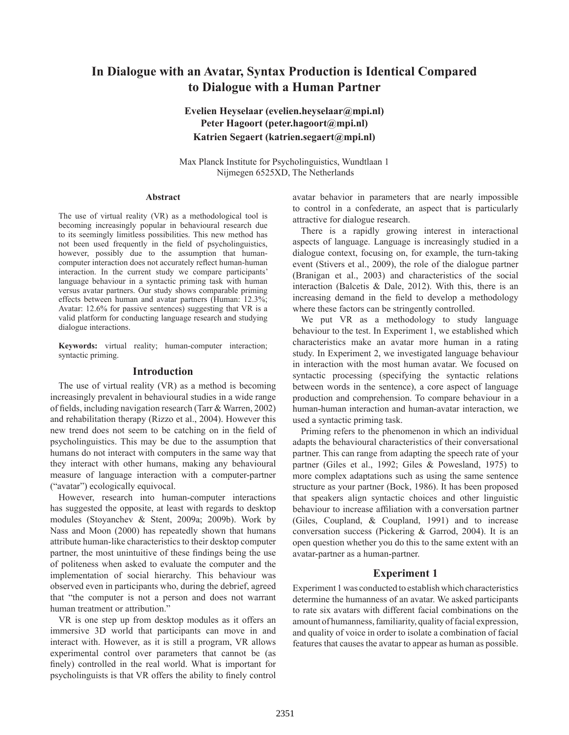# In Dialogue with an Avatar, Syntax Production is Identical Compared to Dialogue with a Human Partner

**Evelien Heyselaar (evelien.heyselaar@mpi.nl)**
**Peter Hagoort (peter.hagoort@mpi.nl)**
**Katrien Segaert (katrien.segaert@mpi.nl)**

Max Planck Institute for Psycholinguistics, Wundtlaan 1
Nijmegen 6525XD, The Netherlands

## Abstract

The use of virtual reality (VR) as a methodological tool is becoming increasingly popular in behavioural research due to its seemingly limitless possibilities. This new method has not been used frequently in the field of psycholinguistics, however, possibly due to the assumption that human-computer interaction does not accurately reflect human-human interaction. In the current study we compare participants' language behaviour in a syntactic priming task with human versus avatar partners. Our study shows comparable priming effects between human and avatar partners (Human: 12.3%; Avatar: 12.6% for passive sentences) suggesting that VR is a valid platform for conducting language research and studying dialogue interactions.

**Keywords:** virtual reality; human-computer interaction; syntactic priming.

## Introduction

The use of virtual reality (VR) as a method is becoming increasingly prevalent in behavioural studies in a wide range of fields, including navigation research (Tarr & Warren, 2002) and rehabilitation therapy (Rizzo et al., 2004). However this new trend does not seem to be catching on in the field of psycholinguistics. This may be due to the assumption that humans do not interact with computers in the same way that they interact with other humans, making any behavioural measure of language interaction with a computer-partner ("avatar") ecologically equivocal.

However, research into human-computer interactions has suggested the opposite, at least with regards to desktop modules (Stoyanchev & Stent, 2009a; 2009b). Work by Nass and Moon (2000) has repeatedly shown that humans attribute human-like characteristics to their desktop computer partner, the most unintuitive of these findings being the use of politeness when asked to evaluate the computer and the implementation of social hierarchy. This behaviour was observed even in participants who, during the debrief, agreed that "the computer is not a person and does not warrant human treatment or attribution."

VR is one step up from desktop modules as it offers an immersive 3D world that participants can move in and interact with. However, as it is still a program, VR allows experimental control over parameters that cannot be (as finely) controlled in the real world. What is important for psycholinguists is that VR offers the ability to finely control avatar behavior in parameters that are nearly impossible to control in a confederate, an aspect that is particularly attractive for dialogue research.

There is a rapidly growing interest in interactional aspects of language. Language is increasingly studied in a dialogue context, focusing on, for example, the turn-taking event (Stivers et al., 2009), the role of the dialogue partner (Branigan et al., 2003) and characteristics of the social interaction (Balcetis & Dale, 2012). With this, there is an increasing demand in the field to develop a methodology where these factors can be stringently controlled.

We put VR as a methodology to study language behaviour to the test. In Experiment 1, we established which characteristics make an avatar more human in a rating study. In Experiment 2, we investigated language behaviour in interaction with the most human avatar. We focused on syntactic processing (specifying the syntactic relations between words in the sentence), a core aspect of language production and comprehension. To compare behaviour in a human-human interaction and human-avatar interaction, we used a syntactic priming task.

Priming refers to the phenomenon in which an individual adapts the behavioural characteristics of their conversational partner. This can range from adapting the speech rate of your partner (Giles et al., 1992; Giles & Powesland, 1975) to more complex adaptations such as using the same sentence structure as your partner (Bock, 1986). It has been proposed that speakers align syntactic choices and other linguistic behaviour to increase affiliation with a conversation partner (Giles, Coupland, & Coupland, 1991) and to increase conversation success (Pickering & Garrod, 2004). It is an open question whether you do this to the same extent with an avatar-partner as a human-partner.

## Experiment 1

Experiment 1 was conducted to establish which characteristics determine the humanness of an avatar. We asked participants to rate six avatars with different facial combinations on the amount of humanness, familiarity, quality of facial expression, and quality of voice in order to isolate a combination of facial features that causes the avatar to appear as human as possible.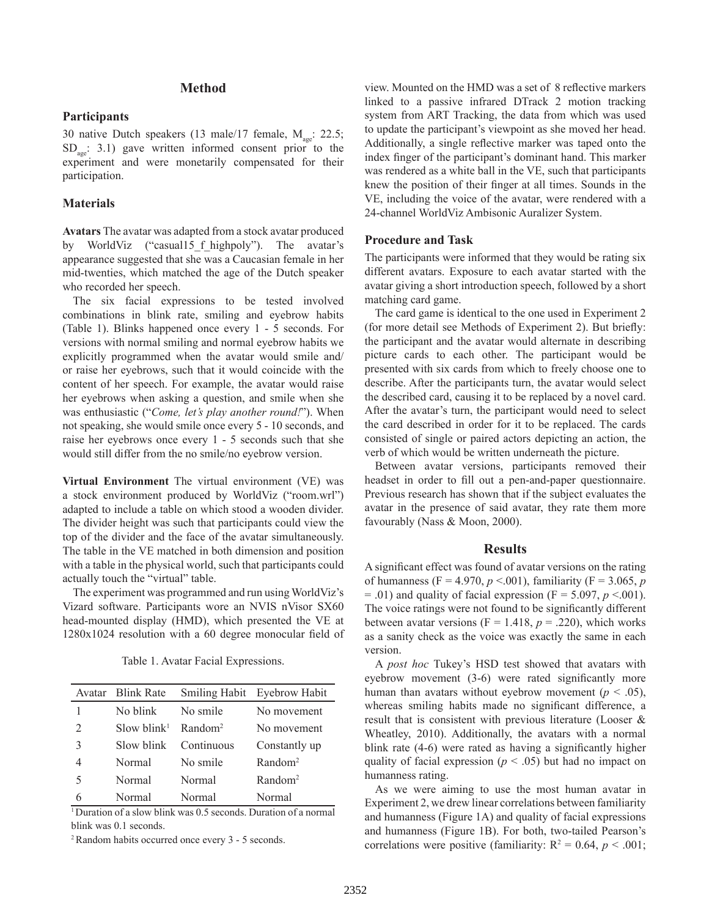## Method

### Participants

30 native Dutch speakers (13 male/17 female, $M_{age}$: 22.5; $SD_{age}$: 3.1) gave written informed consent prior to the experiment and were monetarily compensated for their participation.

### Materials

**Avatars** The avatar was adapted from a stock avatar produced by WorldViz ("casual15_f_highpoly"). The avatar's appearance suggested that she was a Caucasian female in her mid-twenties, which matched the age of the Dutch speaker who recorded her speech.

The six facial expressions to be tested involved combinations in blink rate, smiling and eyebrow habits (Table 1). Blinks happened once every 1 - 5 seconds. For versions with normal smiling and normal eyebrow habits we explicitly programmed when the avatar would smile and/ or raise her eyebrows, such that it would coincide with the content of her speech. For example, the avatar would raise her eyebrows when asking a question, and smile when she was enthusiastic ("*Come, let's play another round!*"). When not speaking, she would smile once every 5 - 10 seconds, and raise her eyebrows once every 1 - 5 seconds such that she would still differ from the no smile/no eyebrow version.

**Virtual Environment** The virtual environment (VE) was a stock environment produced by WorldViz ("room.wrl") adapted to include a table on which stood a wooden divider. The divider height was such that participants could view the top of the divider and the face of the avatar simultaneously. The table in the VE matched in both dimension and position with a table in the physical world, such that participants could actually touch the "virtual" table.

The experiment was programmed and run using WorldViz's Vizard software. Participants wore an NVIS nVisor SX60 head-mounted display (HMD), which presented the VE at 1280x1024 resolution with a 60 degree monocular field of view. Mounted on the HMD was a set of 8 reflective markers linked to a passive infrared DTrack 2 motion tracking system from ART Tracking, the data from which was used to update the participant's viewpoint as she moved her head. Additionally, a single reflective marker was taped onto the index finger of the participant's dominant hand. This marker was rendered as a white ball in the VE, such that participants knew the position of their finger at all times. Sounds in the VE, including the voice of the avatar, were rendered with a 24-channel WorldViz Ambisonic Auralizer System.

Table 1. Avatar Facial Expressions.

| Avatar | Blink Rate | Smiling Habit | Eyebrow Habit |
|---|---|---|---|
| 1 | No blink | No smile | No movement |
| 2 | Slow blink[1] | Random[2] | No movement |
| 3 | Slow blink | Continuous | Constantly up |
| 4 | Normal | No smile | Random[2] |
| 5 | Normal | Normal | Random[2] |
| 6 | Normal | Normal | Normal |

[1] Duration of a slow blink was 0.5 seconds. Duration of a normal blink was 0.1 seconds.

[2] Random habits occurred once every 3 - 5 seconds.

### Procedure and Task

The participants were informed that they would be rating six different avatars. Exposure to each avatar started with the avatar giving a short introduction speech, followed by a short matching card game.

The card game is identical to the one used in Experiment 2 (for more detail see Methods of Experiment 2). But briefly: the participant and the avatar would alternate in describing picture cards to each other. The participant would be presented with six cards from which to freely choose one to describe. After the participants turn, the avatar would select the described card, causing it to be replaced by a novel card. After the avatar's turn, the participant would need to select the card described in order for it to be replaced. The cards consisted of single or paired actors depicting an action, the verb of which would be written underneath the picture.

Between avatar versions, participants removed their headset in order to fill out a pen-and-paper questionnaire. Previous research has shown that if the subject evaluates the avatar in the presence of said avatar, they rate them more favourably (Nass & Moon, 2000).

## Results

A significant effect was found of avatar versions on the rating of humanness ($F = 4.970$, $p < .001$), familiarity ($F = 3.065$, $p = .01$) and quality of facial expression ($F = 5.097$, $p < .001$). The voice ratings were not found to be significantly different between avatar versions ($F = 1.418$, $p = .220$), which works as a sanity check as the voice was exactly the same in each version.

A *post hoc* Tukey's HSD test showed that avatars with eyebrow movement (3-6) were rated significantly more human than avatars without eyebrow movement ($p < .05$), whereas smiling habits made no significant difference, a result that is consistent with previous literature (Looser & Wheatley, 2010). Additionally, the avatars with a normal blink rate (4-6) were rated as having a significantly higher quality of facial expression ($p < .05$) but had no impact on humanness rating.

As we were aiming to use the most human avatar in Experiment 2, we drew linear correlations between familiarity and humanness (Figure 1A) and quality of facial expressions and humanness (Figure 1B). For both, two-tailed Pearson's correlations were positive (familiarity: $R^2 = 0.64$, $p < .001$;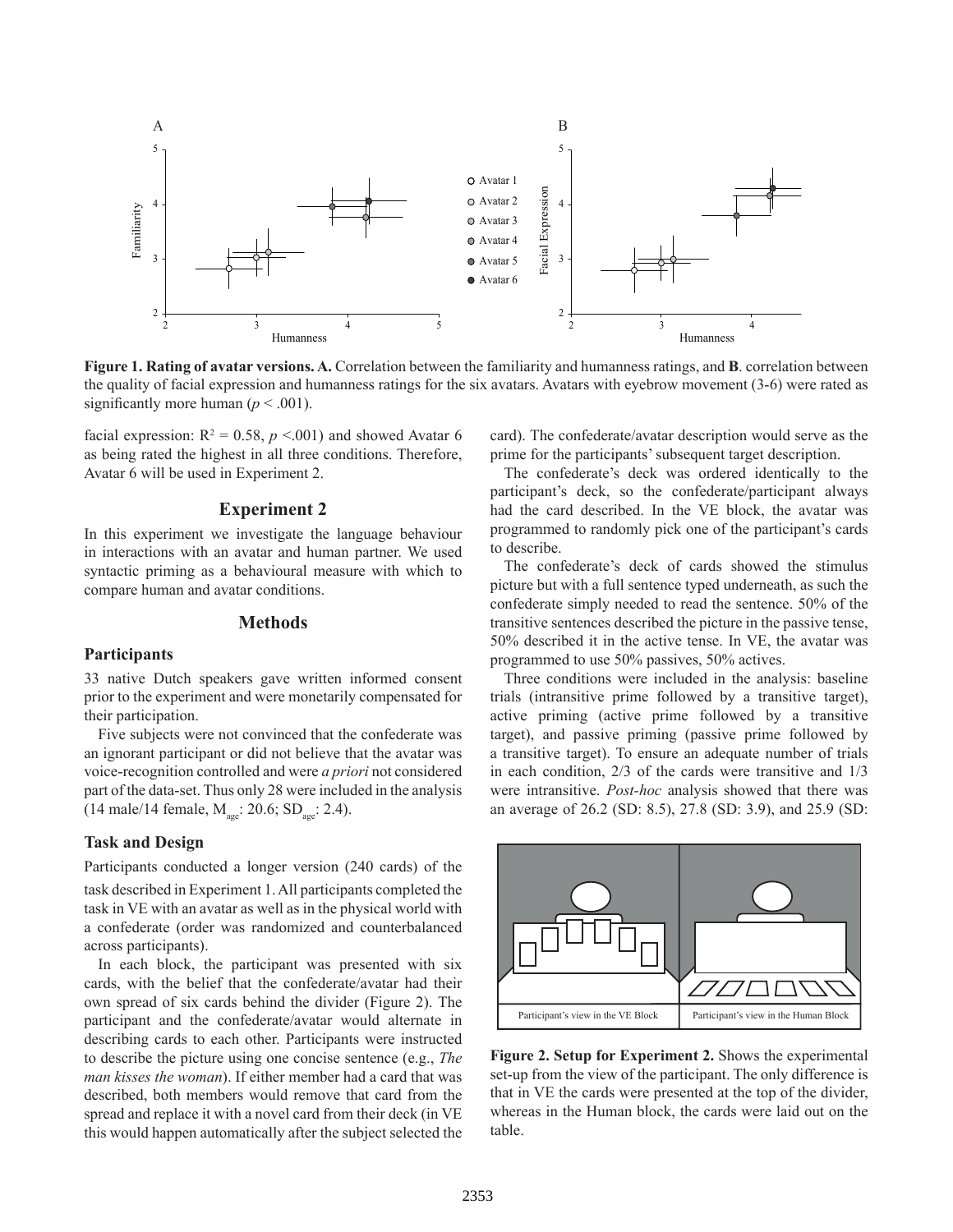**Figure 1. Rating of avatar versions. A.** Correlation between the familiarity and humanness ratings, and **B**. correlation between the quality of facial expression and humanness ratings for the six avatars. Avatars with eyebrow movement (3-6) were rated as significantly more human ($p < .001$).

facial expression: $R^2 = 0.58$, $p < .001$) and showed Avatar 6 as being rated the highest in all three conditions. Therefore, Avatar 6 will be used in Experiment 2.

## Experiment 2

In this experiment we investigate the language behaviour in interactions with an avatar and human partner. We used syntactic priming as a behavioural measure with which to compare human and avatar conditions.

## Methods

### Participants

33 native Dutch speakers gave written informed consent prior to the experiment and were monetarily compensated for their participation.

Five subjects were not convinced that the confederate was an ignorant participant or did not believe that the avatar was voice-recognition controlled and were *a priori* not considered part of the data-set. Thus only 28 were included in the analysis (14 male/14 female, $M_{age}$: 20.6; $SD_{age}$: 2.4).

### Task and Design

Participants conducted a longer version (240 cards) of the task described in Experiment 1. All participants completed the task in VE with an avatar as well as in the physical world with a confederate (order was randomized and counterbalanced across participants).

In each block, the participant was presented with six cards, with the belief that the confederate/avatar had their own spread of six cards behind the divider (Figure 2). The participant and the confederate/avatar would alternate in describing cards to each other. Participants were instructed to describe the picture using one concise sentence (e.g., *The man kisses the woman*). If either member had a card that was described, both members would remove that card from the spread and replace it with a novel card from their deck (in VE this would happen automatically after the subject selected the card). The confederate/avatar description would serve as the prime for the participants' subsequent target description.

The confederate's deck was ordered identically to the participant's deck, so the confederate/participant always had the card described. In the VE block, the avatar was programmed to randomly pick one of the participant's cards to describe.

The confederate's deck of cards showed the stimulus picture but with a full sentence typed underneath, as such the confederate simply needed to read the sentence. 50% of the transitive sentences described the picture in the passive tense, 50% described it in the active tense. In VE, the avatar was programmed to use 50% passives, 50% actives.

Three conditions were included in the analysis: baseline trials (intransitive prime followed by a transitive target), active priming (active prime followed by a transitive target), and passive priming (passive prime followed by a transitive target). To ensure an adequate number of trials in each condition, 2/3 of the cards were transitive and 1/3 were intransitive. *Post-hoc* analysis showed that there was an average of 26.2 (SD: 8.5), 27.8 (SD: 3.9), and 25.9 (SD:

**Figure 2. Setup for Experiment 2.** Shows the experimental set-up from the view of the participant. The only difference is that in VE the cards were presented at the top of the divider, whereas in the Human block, the cards were laid out on the table.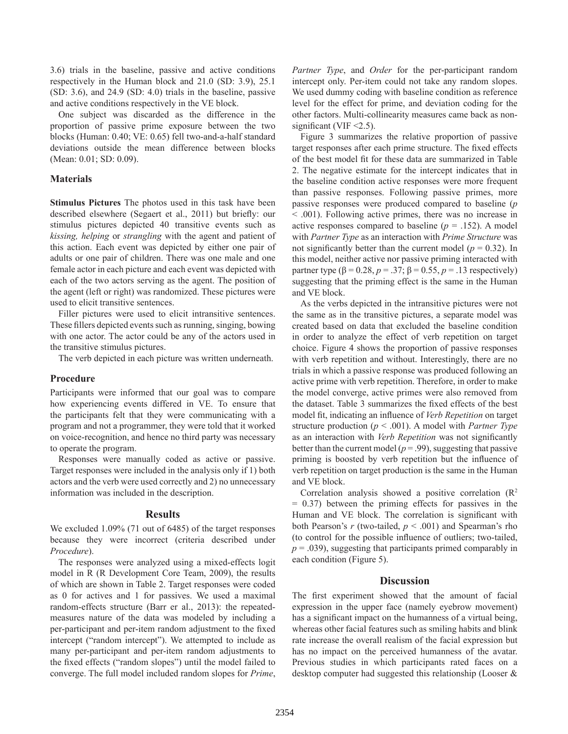3.6) trials in the baseline, passive and active conditions respectively in the Human block and 21.0 (SD: 3.9), 25.1 (SD: 3.6), and 24.9 (SD: 4.0) trials in the baseline, passive and active conditions respectively in the VE block.

One subject was discarded as the difference in the proportion of passive prime exposure between the two blocks (Human: 0.40; VE: 0.65) fell two-and-a-half standard deviations outside the mean difference between blocks (Mean: 0.01; SD: 0.09).

### Materials

**Stimulus Pictures** The photos used in this task have been described elsewhere (Segaert et al., 2011) but briefly: our stimulus pictures depicted 40 transitive events such as *kissing, helping* or *strangling* with the agent and patient of this action. Each event was depicted by either one pair of adults or one pair of children. There was one male and one female actor in each picture and each event was depicted with each of the two actors serving as the agent. The position of the agent (left or right) was randomized. These pictures were used to elicit transitive sentences.

Filler pictures were used to elicit intransitive sentences. These fillers depicted events such as running, singing, bowing with one actor. The actor could be any of the actors used in the transitive stimulus pictures.

The verb depicted in each picture was written underneath.

### Procedure

Participants were informed that our goal was to compare how experiencing events differed in VE. To ensure that the participants felt that they were communicating with a program and not a programmer, they were told that it worked on voice-recognition, and hence no third party was necessary to operate the program.

Responses were manually coded as active or passive. Target responses were included in the analysis only if 1) both actors and the verb were used correctly and 2) no unnecessary information was included in the description.

## Results

We excluded 1.09% (71 out of 6485) of the target responses because they were incorrect (criteria described under *Procedure*).

The responses were analyzed using a mixed-effects logit model in R (R Development Core Team, 2009), the results of which are shown in Table 2. Target responses were coded as 0 for actives and 1 for passives. We used a maximal random-effects structure (Barr er al., 2013): the repeated-measures nature of the data was modeled by including a per-participant and per-item random adjustment to the fixed intercept ("random intercept"). We attempted to include as many per-participant and per-item random adjustments to the fixed effects ("random slopes") until the model failed to converge. The full model included random slopes for *Prime*, *Partner Type*, and *Order* for the per-participant random intercept only. Per-item could not take any random slopes. We used dummy coding with baseline condition as reference level for the effect for prime, and deviation coding for the other factors. Multi-collinearity measures came back as non-significant (VIF <2.5).

Figure 3 summarizes the relative proportion of passive target responses after each prime structure. The fixed effects of the best model fit for these data are summarized in Table 2. The negative estimate for the intercept indicates that in the baseline condition active responses were more frequent than passive responses. Following passive primes, more passive responses were produced compared to baseline ($p < .001$). Following active primes, there was no increase in active responses compared to baseline ($p = .152$). A model with *Partner Type* as an interaction with *Prime Structure* was not significantly better than the current model ($p = 0.32$). In this model, neither active nor passive priming interacted with partner type ($\beta = 0.28$, $p = .37$; $\beta = 0.55$, $p = .13$ respectively) suggesting that the priming effect is the same in the Human and VE block.

As the verbs depicted in the intransitive pictures were not the same as in the transitive pictures, a separate model was created based on data that excluded the baseline condition in order to analyze the effect of verb repetition on target choice. Figure 4 shows the proportion of passive responses with verb repetition and without. Interestingly, there are no trials in which a passive response was produced following an active prime with verb repetition. Therefore, in order to make the model converge, active primes were also removed from the dataset. Table 3 summarizes the fixed effects of the best model fit, indicating an influence of *Verb Repetition* on target structure production ($p < .001$). A model with *Partner Type* as an interaction with *Verb Repetition* was not significantly better than the current model ($p = .99$), suggesting that passive priming is boosted by verb repetition but the influence of verb repetition on target production is the same in the Human and VE block.

Correlation analysis showed a positive correlation ($R^2 = 0.37$) between the priming effects for passives in the Human and VE block. The correlation is significant with both Pearson's $r$ (two-tailed, $p < .001$) and Spearman's rho (to control for the possible influence of outliers; two-tailed, $p = .039$), suggesting that participants primed comparably in each condition (Figure 5).

## Discussion

The first experiment showed that the amount of facial expression in the upper face (namely eyebrow movement) has a significant impact on the humanness of a virtual being, whereas other facial features such as smiling habits and blink rate increase the overall realism of the facial expression but has no impact on the perceived humanness of the avatar. Previous studies in which participants rated faces on a desktop computer had suggested this relationship (Looser &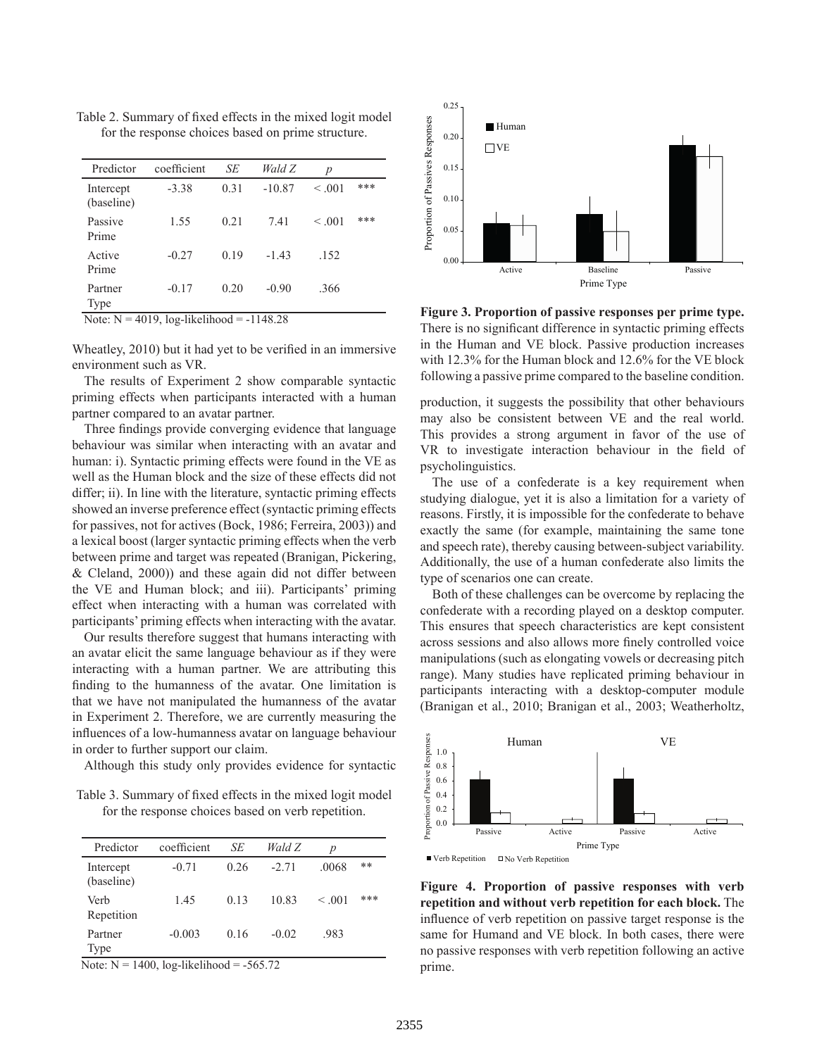Table 2. Summary of fixed effects in the mixed logit model for the response choices based on prime structure.

| Predictor | coefficient | *SE* | *Wald Z* | *p* | |
|---|---|---|---|---|---|
| Intercept (baseline) | -3.38 | 0.31 | -10.87 | < .001 | *** |
| Passive Prime | 1.55 | 0.21 | 7.41 | < .001 | *** |
| Active Prime | -0.27 | 0.19 | -1.43 | .152 | |
| Partner Type | -0.17 | 0.20 | -0.90 | .366 | |

Note: N = 4019, log-likelihood = -1148.28

Wheatley, 2010) but it had yet to be verified in an immersive environment such as VR.

The results of Experiment 2 show comparable syntactic priming effects when participants interacted with a human partner compared to an avatar partner.

Three findings provide converging evidence that language behaviour was similar when interacting with an avatar and human: i). Syntactic priming effects were found in the VE as well as the Human block and the size of these effects did not differ; ii). In line with the literature, syntactic priming effects showed an inverse preference effect (syntactic priming effects for passives, not for actives (Bock, 1986; Ferreira, 2003)) and a lexical boost (larger syntactic priming effects when the verb between prime and target was repeated (Branigan, Pickering, & Cleland, 2000)) and these again did not differ between the VE and Human block; and iii). Participants' priming effect when interacting with a human was correlated with participants' priming effects when interacting with the avatar.

Our results therefore suggest that humans interacting with an avatar elicit the same language behaviour as if they were interacting with a human partner. We are attributing this finding to the humanness of the avatar. One limitation is that we have not manipulated the humanness of the avatar in Experiment 2. Therefore, we are currently measuring the influences of a low-humanness avatar on language behaviour in order to further support our claim.

Although this study only provides evidence for syntactic

Table 3. Summary of fixed effects in the mixed logit model for the response choices based on verb repetition.

| Predictor | coefficient | *SE* | *Wald Z* | *p* | |
|---|---|---|---|---|---|
| Intercept (baseline) | -0.71 | 0.26 | -2.71 | .0068 | ** |
| Verb Repetition | 1.45 | 0.13 | 10.83 | < .001 | *** |
| Partner Type | -0.003 | 0.16 | -0.02 | .983 | |

Note: N = 1400, log-likelihood = -565.72

**Figure 3. Proportion of passive responses per prime type.** There is no significant difference in syntactic priming effects in the Human and VE block. Passive production increases with 12.3% for the Human block and 12.6% for the VE block following a passive prime compared to the baseline condition.

production, it suggests the possibility that other behaviours may also be consistent between VE and the real world. This provides a strong argument in favor of the use of VR to investigate interaction behaviour in the field of psycholinguistics.

The use of a confederate is a key requirement when studying dialogue, yet it is also a limitation for a variety of reasons. Firstly, it is impossible for the confederate to behave exactly the same (for example, maintaining the same tone and speech rate), thereby causing between-subject variability. Additionally, the use of a human confederate also limits the type of scenarios one can create.

Both of these challenges can be overcome by replacing the confederate with a recording played on a desktop computer. This ensures that speech characteristics are kept consistent across sessions and also allows more finely controlled voice manipulations (such as elongating vowels or decreasing pitch range). Many studies have replicated priming behaviour in participants interacting with a desktop-computer module (Branigan et al., 2010; Branigan et al., 2003; Weatherholtz,

**Figure 4. Proportion of passive responses with verb repetition and without verb repetition for each block.** The influence of verb repetition on passive target response is the same for Humand and VE block. In both cases, there were no passive responses with verb repetition following an active prime.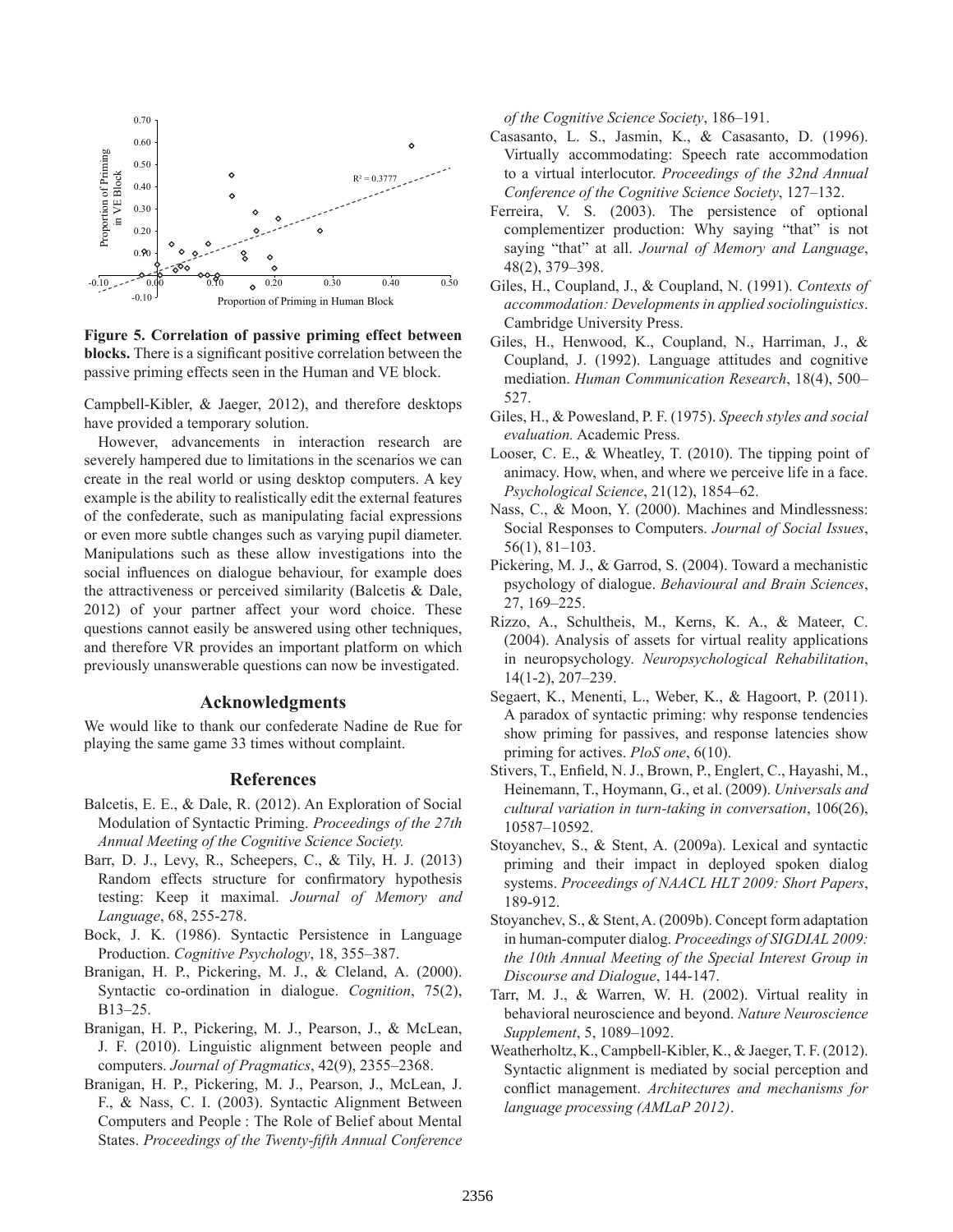0.70
0.60
0.50
0.40
0.30
0.20
0.10
-0.10
0.00
0.10
0.20
0.30
0.40
0.50
-0.10
Proportion of Priming in VE Block
Proportion of Priming in Human Block
$R^2 = 0.3777$

**Figure 5. Correlation of passive priming effect between blocks.** There is a significant positive correlation between the passive priming effects seen in the Human and VE block.

Campbell-Kibler, & Jaeger, 2012), and therefore desktops have provided a temporary solution.

However, advancements in interaction research are severely hampered due to limitations in the scenarios we can create in the real world or using desktop computers. A key example is the ability to realistically edit the external features of the confederate, such as manipulating facial expressions or even more subtle changes such as varying pupil diameter. Manipulations such as these allow investigations into the social influences on dialogue behaviour, for example does the attractiveness or perceived similarity (Balcetis & Dale, 2012) of your partner affect your word choice. These questions cannot easily be answered using other techniques, and therefore VR provides an important platform on which previously unanswerable questions can now be investigated.

## Acknowledgments

We would like to thank our confederate Nadine de Rue for playing the same game 33 times without complaint.

## References

Balcetis, E. E., & Dale, R. (2012). An Exploration of Social Modulation of Syntactic Priming. *Proceedings of the 27th Annual Meeting of the Cognitive Science Society.*

Barr, D. J., Levy, R., Scheepers, C., & Tily, H. J. (2013) Random effects structure for confirmatory hypothesis testing: Keep it maximal. *Journal of Memory and Language*, 68, 255-278.

Bock, J. K. (1986). Syntactic Persistence in Language Production. *Cognitive Psychology*, 18, 355–387.

Branigan, H. P., Pickering, M. J., & Cleland, A. (2000). Syntactic co-ordination in dialogue. *Cognition*, 75(2), B13–25.

Branigan, H. P., Pickering, M. J., Pearson, J., & McLean, J. F. (2010). Linguistic alignment between people and computers. *Journal of Pragmatics*, 42(9), 2355–2368.

Branigan, H. P., Pickering, M. J., Pearson, J., McLean, J. F., & Nass, C. I. (2003). Syntactic Alignment Between Computers and People : The Role of Belief about Mental States. *Proceedings of the Twenty-fifth Annual Conference of the Cognitive Science Society*, 186–191.

Casasanto, L. S., Jasmin, K., & Casasanto, D. (1996). Virtually accommodating: Speech rate accommodation to a virtual interlocutor. *Proceedings of the 32nd Annual Conference of the Cognitive Science Society*, 127–132.

Ferreira, V. S. (2003). The persistence of optional complementizer production: Why saying "that" is not saying "that" at all. *Journal of Memory and Language*, 48(2), 379–398.

Giles, H., Coupland, J., & Coupland, N. (1991). *Contexts of accommodation: Developments in applied sociolinguistics*. Cambridge University Press.

Giles, H., Henwood, K., Coupland, N., Harriman, J., & Coupland, J. (1992). Language attitudes and cognitive mediation. *Human Communication Research*, 18(4), 500–527.

Giles, H., & Powesland, P. F. (1975). *Speech styles and social evaluation.* Academic Press.

Looser, C. E., & Wheatley, T. (2010). The tipping point of animacy. How, when, and where we perceive life in a face. *Psychological Science*, 21(12), 1854–62.

Nass, C., & Moon, Y. (2000). Machines and Mindlessness: Social Responses to Computers. *Journal of Social Issues*, 56(1), 81–103.

Pickering, M. J., & Garrod, S. (2004). Toward a mechanistic psychology of dialogue. *Behavioural and Brain Sciences*, 27, 169–225.

Rizzo, A., Schultheis, M., Kerns, K. A., & Mateer, C. (2004). Analysis of assets for virtual reality applications in neuropsychology. *Neuropsychological Rehabilitation*, 14(1-2), 207–239.

Segaert, K., Menenti, L., Weber, K., & Hagoort, P. (2011). A paradox of syntactic priming: why response tendencies show priming for passives, and response latencies show priming for actives. *PloS one*, 6(10).

Stivers, T., Enfield, N. J., Brown, P., Englert, C., Hayashi, M., Heinemann, T., Hoymann, G., et al. (2009). *Universals and cultural variation in turn-taking in conversation*, 106(26), 10587–10592.

Stoyanchev, S., & Stent, A. (2009a). Lexical and syntactic priming and their impact in deployed spoken dialog systems. *Proceedings of NAACL HLT 2009: Short Papers*, 189-912.

Stoyanchev, S., & Stent, A. (2009b). Concept form adaptation in human-computer dialog. *Proceedings of SIGDIAL 2009: the 10th Annual Meeting of the Special Interest Group in Discourse and Dialogue*, 144-147.

Tarr, M. J., & Warren, W. H. (2002). Virtual reality in behavioral neuroscience and beyond. *Nature Neuroscience Supplement*, 5, 1089–1092.

Weatherholtz, K., Campbell-Kibler, K., & Jaeger, T. F. (2012). Syntactic alignment is mediated by social perception and conflict management. *Architectures and mechanisms for language processing (AMLaP 2012)*.